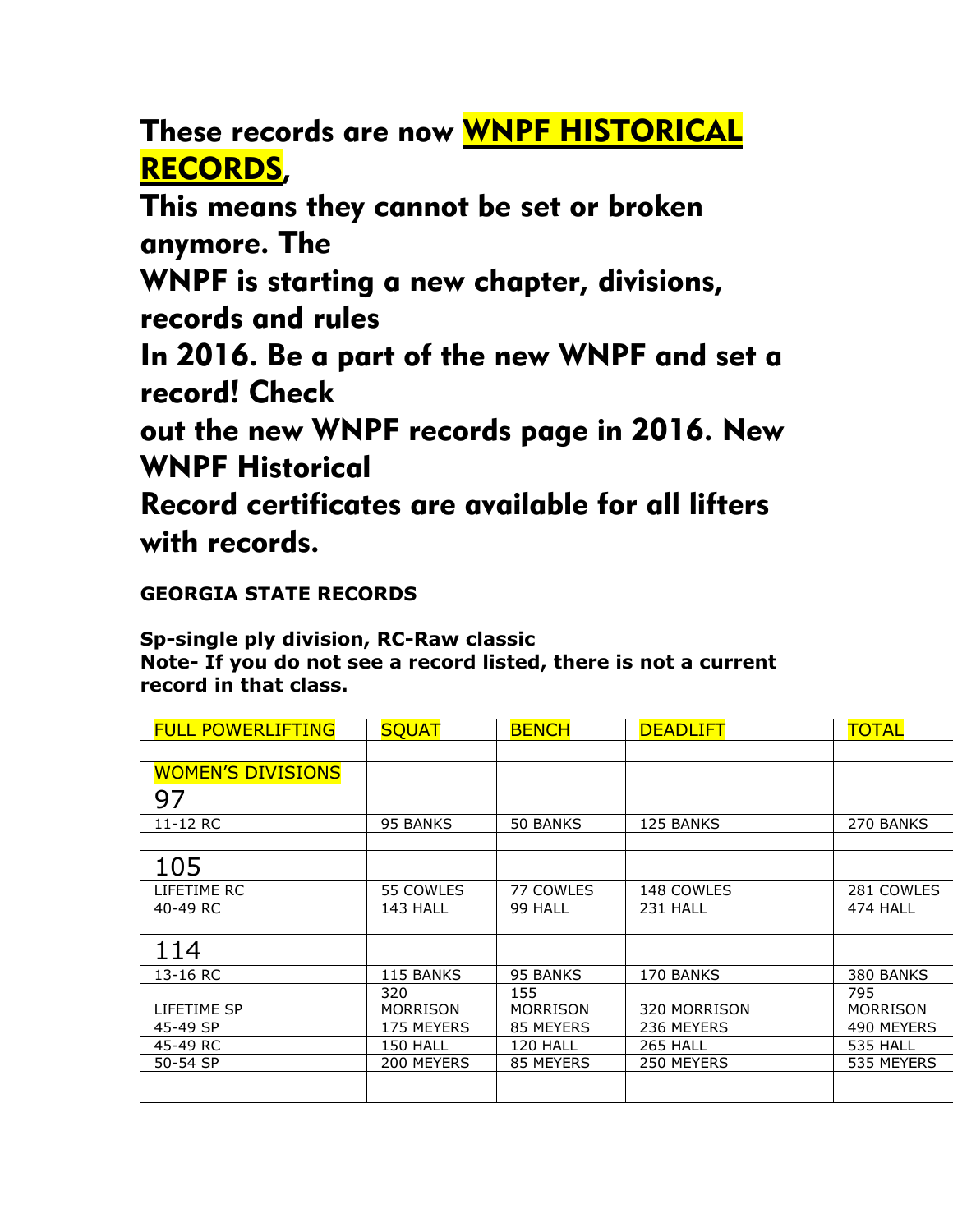# These records are now WNPF HISTORICAL RECORDS,

# This means they cannot be set or broken anymore. The WNPF is starting a new chapter, divisions, records and rules In 2016. Be a part of the new WNPF and set a record! Check out the new WNPF records page in 2016. New WNPF Historical Record certificates are available for all lifters with records.

**GEORGIA STATE RECORDS**

**Sp-single ply division, RC-Raw classic**
**Note- If you do not see a record listed, there is not a current record in that class.**

| FULL POWERLIFTING | SQUAT | BENCH | DEADLIFT | TOTAL |
|---|---|---|---|---|
| | | | | |
| WOMEN'S DIVISIONS | | | | |
| 97 | | | | |
| 11-12 RC | 95 BANKS | 50 BANKS | 125 BANKS | 270 BANKS |
| | | | | |
| 105 | | | | |
| LIFETIME RC | 55 COWLES | 77 COWLES | 148 COWLES | 281 COWLES |
| 40-49 RC | 143 HALL | 99 HALL | 231 HALL | 474 HALL |
| | | | | |
| 114 | | | | |
| 13-16 RC | 115 BANKS | 95 BANKS | 170 BANKS | 380 BANKS |
| LIFETIME SP | 320 MORRISON | 155 MORRISON | 320 MORRISON | 795 MORRISON |
| 45-49 SP | 175 MEYERS | 85 MEYERS | 236 MEYERS | 490 MEYERS |
| 45-49 RC | 150 HALL | 120 HALL | 265 HALL | 535 HALL |
| 50-54 SP | 200 MEYERS | 85 MEYERS | 250 MEYERS | 535 MEYERS |
| | | | | |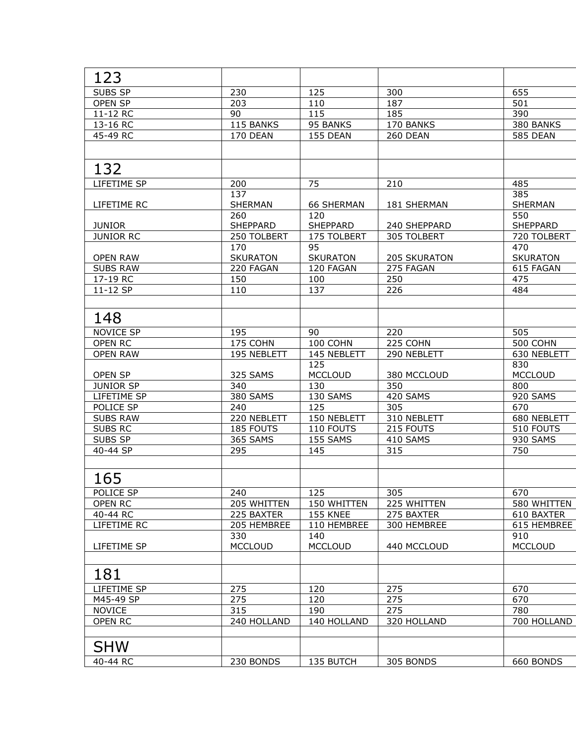| 123 | | | | |
|---|---|---|---|---|
| SUBS SP | 230 | 125 | 300 | 655 |
| OPEN SP | 203 | 110 | 187 | 501 |
| 11-12 RC | 90 | 115 | 185 | 390 |
| 13-16 RC | 115 BANKS | 95 BANKS | 170 BANKS | 380 BANKS |
| 45-49 RC | 170 DEAN | 155 DEAN | 260 DEAN | 585 DEAN |
| | | | | |
| 132 | | | | |
| LIFETIME SP | 200 | 75 | 210 | 485 |
| LIFETIME RC | 137 SHERMAN | 66 SHERMAN | 181 SHERMAN | 385 SHERMAN |
| JUNIOR | 260 SHEPPARD | 120 SHEPPARD | 240 SHEPPARD | 550 SHEPPARD |
| JUNIOR RC | 250 TOLBERT | 175 TOLBERT | 305 TOLBERT | 720 TOLBERT |
| OPEN RAW | 170 SKURATON | 95 SKURATON | 205 SKURATON | 470 SKURATON |
| SUBS RAW | 220 FAGAN | 120 FAGAN | 275 FAGAN | 615 FAGAN |
| 17-19 RC | 150 | 100 | 250 | 475 |
| 11-12 SP | 110 | 137 | 226 | 484 |
| | | | | |
| 148 | | | | |
| NOVICE SP | 195 | 90 | 220 | 505 |
| OPEN RC | 175 COHN | 100 COHN | 225 COHN | 500 COHN |
| OPEN RAW | 195 NEBLETT | 145 NEBLETT | 290 NEBLETT | 630 NEBLETT |
| OPEN SP | 325 SAMS | 125 MCCLOUD | 380 MCCLOUD | 830 MCCLOUD |
| JUNIOR SP | 340 | 130 | 350 | 800 |
| LIFETIME SP | 380 SAMS | 130 SAMS | 420 SAMS | 920 SAMS |
| POLICE SP | 240 | 125 | 305 | 670 |
| SUBS RAW | 220 NEBLETT | 150 NEBLETT | 310 NEBLETT | 680 NEBLETT |
| SUBS RC | 185 FOUTS | 110 FOUTS | 215 FOUTS | 510 FOUTS |
| SUBS SP | 365 SAMS | 155 SAMS | 410 SAMS | 930 SAMS |
| 40-44 SP | 295 | 145 | 315 | 750 |
| | | | | |
| 165 | | | | |
| POLICE SP | 240 | 125 | 305 | 670 |
| OPEN RC | 205 WHITTEN | 150 WHITTEN | 225 WHITTEN | 580 WHITTEN |
| 40-44 RC | 225 BAXTER | 155 KNEE | 275 BAXTER | 610 BAXTER |
| LIFETIME RC | 205 HEMBREE | 110 HEMBREE | 300 HEMBREE | 615 HEMBREE |
| LIFETIME SP | 330 MCCLOUD | 140 MCCLOUD | 440 MCCLOUD | 910 MCCLOUD |
| | | | | |
| 181 | | | | |
| LIFETIME SP | 275 | 120 | 275 | 670 |
| M45-49 SP | 275 | 120 | 275 | 670 |
| NOVICE | 315 | 190 | 275 | 780 |
| OPEN RC | 240 HOLLAND | 140 HOLLAND | 320 HOLLAND | 700 HOLLAND |
| | | | | |
| SHW | | | | |
| 40-44 RC | 230 BONDS | 135 BUTCH | 305 BONDS | 660 BONDS |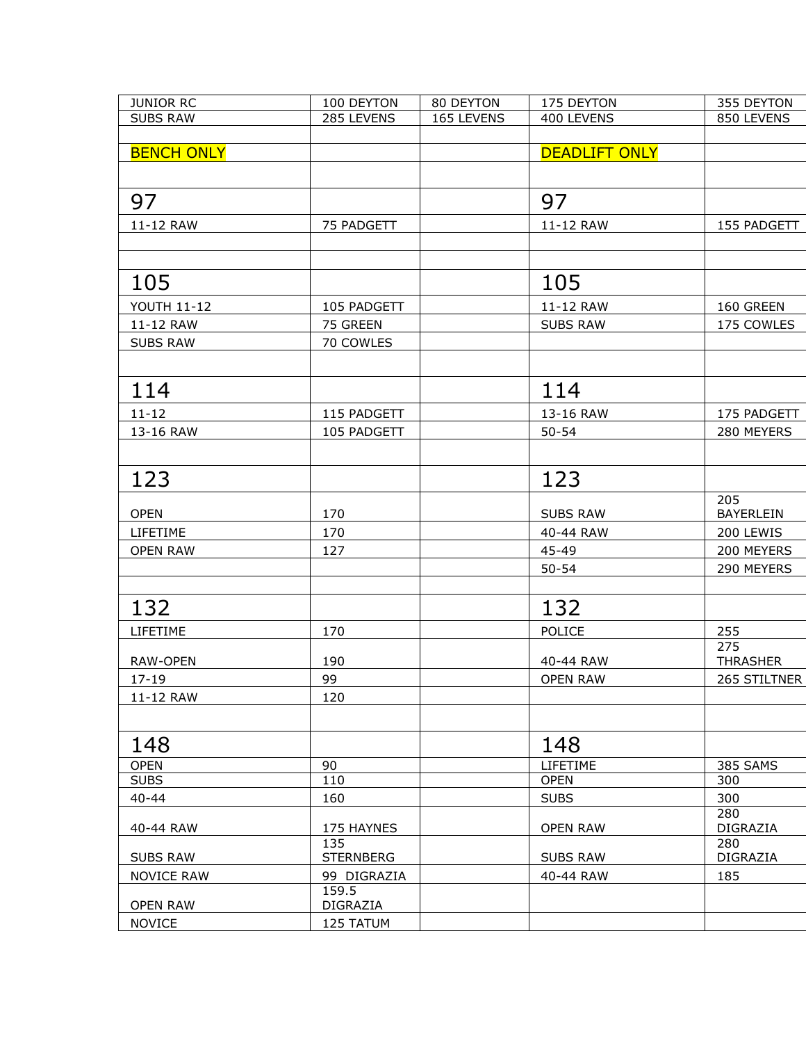| JUNIOR RC | 100 DEYTON | 80 DEYTON | 175 DEYTON | 355 DEYTON |
|---|---|---|---|---|
| SUBS RAW | 285 LEVENS | 165 LEVENS | 400 LEVENS | 850 LEVENS |
| | | | | |
| BENCH ONLY | | | DEADLIFT ONLY | |
| | | | | |
| 97 | | | 97 | |
| 11-12 RAW | 75 PADGETT | | 11-12 RAW | 155 PADGETT |
| | | | | |
| | | | | |
| 105 | | | 105 | |
| YOUTH 11-12 | 105 PADGETT | | 11-12 RAW | 160 GREEN |
| 11-12 RAW | 75 GREEN | | SUBS RAW | 175 COWLES |
| SUBS RAW | 70 COWLES | | | |
| | | | | |
| 114 | | | 114 | |
| 11-12 | 115 PADGETT | | 13-16 RAW | 175 PADGETT |
| 13-16 RAW | 105 PADGETT | | 50-54 | 280 MEYERS |
| | | | | |
| 123 | | | 123 | |
| OPEN | 170 | | SUBS RAW | 205 BAYERLEIN |
| LIFETIME | 170 | | 40-44 RAW | 200 LEWIS |
| OPEN RAW | 127 | | 45-49 | 200 MEYERS |
| | | | 50-54 | 290 MEYERS |
| | | | | |
| 132 | | | 132 | |
| LIFETIME | 170 | | POLICE | 255 |
| RAW-OPEN | 190 | | 40-44 RAW | 275 THRASHER |
| 17-19 | 99 | | OPEN RAW | 265 STILTNER |
| 11-12 RAW | 120 | | | |
| | | | | |
| 148 | | | 148 | |
| OPEN | 90 | | LIFETIME | 385 SAMS |
| SUBS | 110 | | OPEN | 300 |
| 40-44 | 160 | | SUBS | 300 |
| 40-44 RAW | 175 HAYNES | | OPEN RAW | 280 DIGRAZIA |
| SUBS RAW | 135 STERNBERG | | SUBS RAW | 280 DIGRAZIA |
| NOVICE RAW | 99 DIGRAZIA | | 40-44 RAW | 185 |
| OPEN RAW | 159.5 DIGRAZIA | | | |
| NOVICE | 125 TATUM | | | |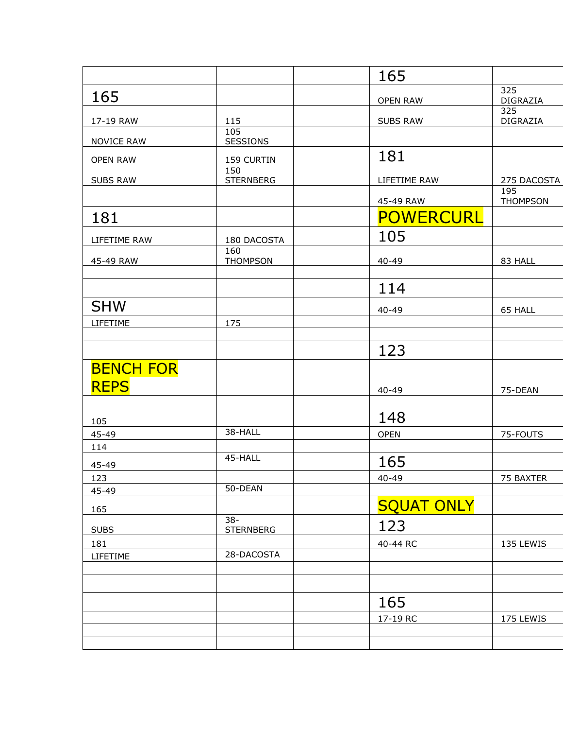| | | | | |
|---|---|---|---|---|
| | | | 165 | |
| 165 | | | OPEN RAW | 325 DIGRAZIA |
| 17-19 RAW | 115 | | SUBS RAW | 325 DIGRAZIA |
| NOVICE RAW | 105 SESSIONS | | | |
| OPEN RAW | 159 CURTIN | | 181 | |
| SUBS RAW | 150 STERNBERG | | LIFETIME RAW | 275 DACOSTA |
| | | | 45-49 RAW | 195 THOMPSON |
| 181 | | | POWERCURL | |
| LIFETIME RAW | 180 DACOSTA | | 105 | |
| 45-49 RAW | 160 THOMPSON | | 40-49 | 83 HALL |
| | | | | |
| | | | 114 | |
| SHW | | | 40-49 | 65 HALL |
| LIFETIME | 175 | | | |
| | | | | |
| | | | 123 | |
| BENCH FOR REPS | | | 40-49 | 75-DEAN |
| | | | | |
| 105 | | | 148 | |
| 45-49 | 38-HALL | | OPEN | 75-FOUTS |
| 114 | | | | |
| 45-49 | 45-HALL | | 165 | |
| 123 | | | 40-49 | 75 BAXTER |
| 45-49 | 50-DEAN | | | |
| 165 | | | SQUAT ONLY | |
| SUBS | 38-STERNBERG | | 123 | |
| 181 | | | 40-44 RC | 135 LEWIS |
| LIFETIME | 28-DACOSTA | | | |
| | | | | |
| | | | | |
| | | | 165 | |
| | | | 17-19 RC | 175 LEWIS |
| | | | | |
| | | | | |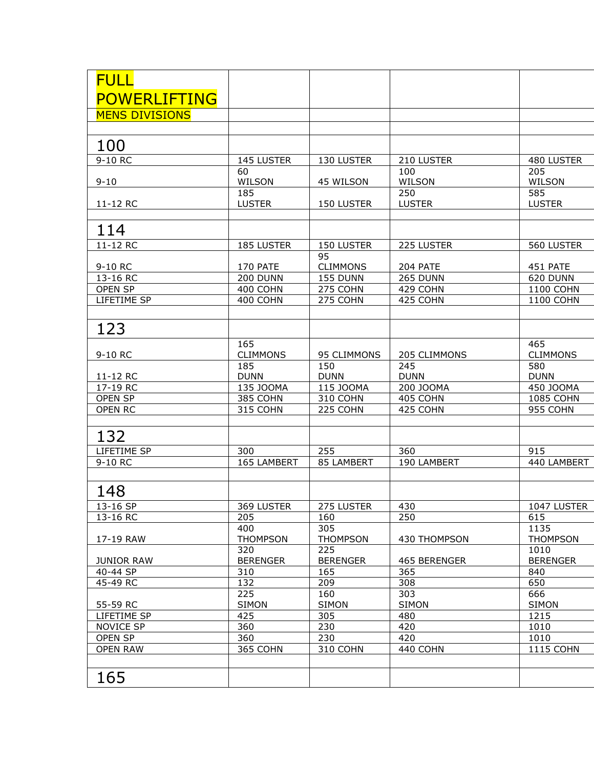| FULL POWERLIFTING MENS DIVISIONS | | | | |
|---|---|---|---|---|
| | | | | |
| 100 | | | | |
| 9-10 RC | 145 LUSTER | 130 LUSTER | 210 LUSTER | 480 LUSTER |
| 9-10 | 60 WILSON | 45 WILSON | 100 WILSON | 205 WILSON |
| 11-12 RC | 185 LUSTER | 150 LUSTER | 250 LUSTER | 585 LUSTER |
| | | | | |
| 114 | | | | |
| 11-12 RC | 185 LUSTER | 150 LUSTER | 225 LUSTER | 560 LUSTER |
| 9-10 RC | 170 PATE | 95 CLIMMONS | 204 PATE | 451 PATE |
| 13-16 RC | 200 DUNN | 155 DUNN | 265 DUNN | 620 DUNN |
| OPEN SP | 400 COHN | 275 COHN | 429 COHN | 1100 COHN |
| LIFETIME SP | 400 COHN | 275 COHN | 425 COHN | 1100 COHN |
| | | | | |
| 123 | | | | |
| 9-10 RC | 165 CLIMMONS | 95 CLIMMONS | 205 CLIMMONS | 465 CLIMMONS |
| 11-12 RC | 185 DUNN | 150 DUNN | 245 DUNN | 580 DUNN |
| 17-19 RC | 135 JOOMA | 115 JOOMA | 200 JOOMA | 450 JOOMA |
| OPEN SP | 385 COHN | 310 COHN | 405 COHN | 1085 COHN |
| OPEN RC | 315 COHN | 225 COHN | 425 COHN | 955 COHN |
| | | | | |
| 132 | | | | |
| LIFETIME SP | 300 | 255 | 360 | 915 |
| 9-10 RC | 165 LAMBERT | 85 LAMBERT | 190 LAMBERT | 440 LAMBERT |
| | | | | |
| 148 | | | | |
| 13-16 SP | 369 LUSTER | 275 LUSTER | 430 | 1047 LUSTER |
| 13-16 RC | 205 | 160 | 250 | 615 |
| 17-19 RAW | 400 THOMPSON | 305 THOMPSON | 430 THOMPSON | 1135 THOMPSON |
| JUNIOR RAW | 320 BERENGER | 225 BERENGER | 465 BERENGER | 1010 BERENGER |
| 40-44 SP | 310 | 165 | 365 | 840 |
| 45-49 RC | 132 | 209 | 308 | 650 |
| 55-59 RC | 225 SIMON | 160 SIMON | 303 SIMON | 666 SIMON |
| LIFETIME SP | 425 | 305 | 480 | 1215 |
| NOVICE SP | 360 | 230 | 420 | 1010 |
| OPEN SP | 360 | 230 | 420 | 1010 |
| OPEN RAW | 365 COHN | 310 COHN | 440 COHN | 1115 COHN |
| | | | | |
| 165 | | | | |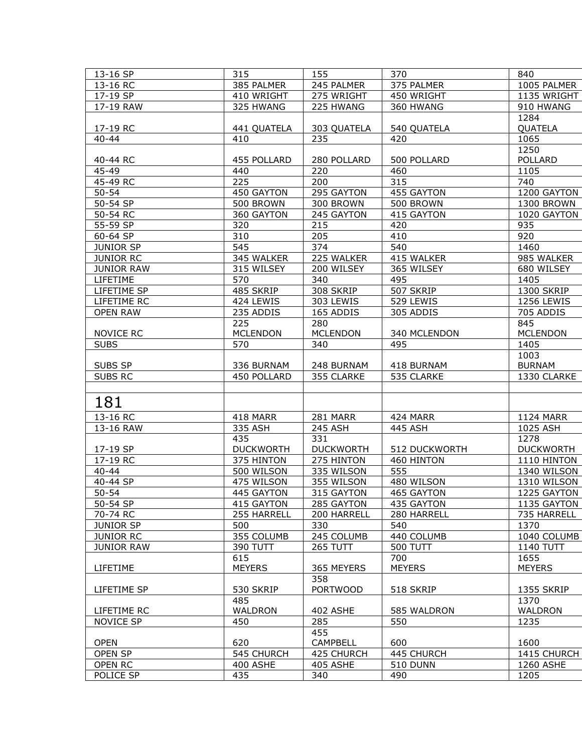| | | | | |
|---|---|---|---|---|
| 13-16 SP | 315 | 155 | 370 | 840 |
| 13-16 RC | 385 PALMER | 245 PALMER | 375 PALMER | 1005 PALMER |
| 17-19 SP | 410 WRIGHT | 275 WRIGHT | 450 WRIGHT | 1135 WRIGHT |
| 17-19 RAW | 325 HWANG | 225 HWANG | 360 HWANG | 910 HWANG |
| 17-19 RC | 441 QUATELA | 303 QUATELA | 540 QUATELA | 1284 QUATELA |
| 40-44 | 410 | 235 | 420 | 1065 |
| 40-44 RC | 455 POLLARD | 280 POLLARD | 500 POLLARD | 1250 POLLARD |
| 45-49 | 440 | 220 | 460 | 1105 |
| 45-49 RC | 225 | 200 | 315 | 740 |
| 50-54 | 450 GAYTON | 295 GAYTON | 455 GAYTON | 1200 GAYTON |
| 50-54 SP | 500 BROWN | 300 BROWN | 500 BROWN | 1300 BROWN |
| 50-54 RC | 360 GAYTON | 245 GAYTON | 415 GAYTON | 1020 GAYTON |
| 55-59 SP | 320 | 215 | 420 | 935 |
| 60-64 SP | 310 | 205 | 410 | 920 |
| JUNIOR SP | 545 | 374 | 540 | 1460 |
| JUNIOR RC | 345 WALKER | 225 WALKER | 415 WALKER | 985 WALKER |
| JUNIOR RAW | 315 WILSEY | 200 WILSEY | 365 WILSEY | 680 WILSEY |
| LIFETIME | 570 | 340 | 495 | 1405 |
| LIFETIME SP | 485 SKRIP | 308 SKRIP | 507 SKRIP | 1300 SKRIP |
| LIFETIME RC | 424 LEWIS | 303 LEWIS | 529 LEWIS | 1256 LEWIS |
| OPEN RAW | 235 ADDIS | 165 ADDIS | 305 ADDIS | 705 ADDIS |
| NOVICE RC | 225 MCLENDON | 280 MCLENDON | 340 MCLENDON | 845 MCLENDON |
| SUBS | 570 | 340 | 495 | 1405 |
| SUBS SP | 336 BURNAM | 248 BURNAM | 418 BURNAM | 1003 BURNAM |
| SUBS RC | 450 POLLARD | 355 CLARKE | 535 CLARKE | 1330 CLARKE |
| | | | | |
| 181 | | | | |
| 13-16 RC | 418 MARR | 281 MARR | 424 MARR | 1124 MARR |
| 13-16 RAW | 335 ASH | 245 ASH | 445 ASH | 1025 ASH |
| 17-19 SP | 435 DUCKWORTH | 331 DUCKWORTH | 512 DUCKWORTH | 1278 DUCKWORTH |
| 17-19 RC | 375 HINTON | 275 HINTON | 460 HINTON | 1110 HINTON |
| 40-44 | 500 WILSON | 335 WILSON | 555 | 1340 WILSON |
| 40-44 SP | 475 WILSON | 355 WILSON | 480 WILSON | 1310 WILSON |
| 50-54 | 445 GAYTON | 315 GAYTON | 465 GAYTON | 1225 GAYTON |
| 50-54 SP | 415 GAYTON | 285 GAYTON | 435 GAYTON | 1135 GAYTON |
| 70-74 RC | 255 HARRELL | 200 HARRELL | 280 HARRELL | 735 HARRELL |
| JUNIOR SP | 500 | 330 | 540 | 1370 |
| JUNIOR RC | 355 COLUMB | 245 COLUMB | 440 COLUMB | 1040 COLUMB |
| JUNIOR RAW | 390 TUTT | 265 TUTT | 500 TUTT | 1140 TUTT |
| LIFETIME | 615 MEYERS | 365 MEYERS | 700 MEYERS | 1655 MEYERS |
| LIFETIME SP | 530 SKRIP | 358 PORTWOOD | 518 SKRIP | 1355 SKRIP |
| LIFETIME RC | 485 WALDRON | 402 ASHE | 585 WALDRON | 1370 WALDRON |
| NOVICE SP | 450 | 285 | 550 | 1235 |
| OPEN | 620 | 455 CAMPBELL | 600 | 1600 |
| OPEN SP | 545 CHURCH | 425 CHURCH | 445 CHURCH | 1415 CHURCH |
| OPEN RC | 400 ASHE | 405 ASHE | 510 DUNN | 1260 ASHE |
| POLICE SP | 435 | 340 | 490 | 1205 |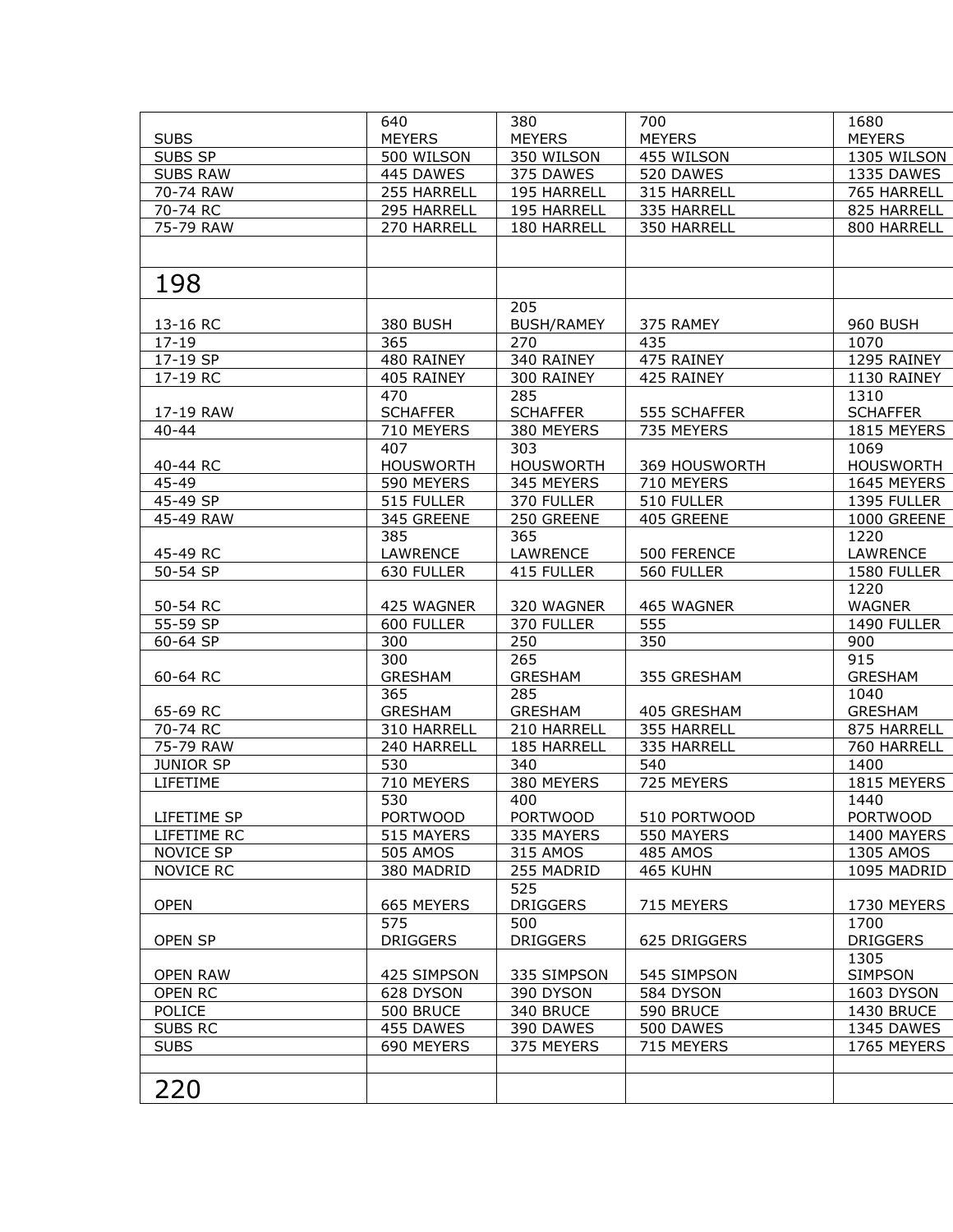| | | | | |
|---|---|---|---|---|
| SUBS | 640 MEYERS | 380 MEYERS | 700 MEYERS | 1680 MEYERS |
| SUBS SP | 500 WILSON | 350 WILSON | 455 WILSON | 1305 WILSON |
| SUBS RAW | 445 DAWES | 375 DAWES | 520 DAWES | 1335 DAWES |
| 70-74 RAW | 255 HARRELL | 195 HARRELL | 315 HARRELL | 765 HARRELL |
| 70-74 RC | 295 HARRELL | 195 HARRELL | 335 HARRELL | 825 HARRELL |
| 75-79 RAW | 270 HARRELL | 180 HARRELL | 350 HARRELL | 800 HARRELL |
| | | | | |
| 198 | | | | |
| 13-16 RC | 380 BUSH | 205 BUSH/RAMEY | 375 RAMEY | 960 BUSH |
| 17-19 | 365 | 270 | 435 | 1070 |
| 17-19 SP | 480 RAINEY | 340 RAINEY | 475 RAINEY | 1295 RAINEY |
| 17-19 RC | 405 RAINEY | 300 RAINEY | 425 RAINEY | 1130 RAINEY |
| 17-19 RAW | 470 SCHAFFER | 285 SCHAFFER | 555 SCHAFFER | 1310 SCHAFFER |
| 40-44 | 710 MEYERS | 380 MEYERS | 735 MEYERS | 1815 MEYERS |
| 40-44 RC | 407 HOUSWORTH | 303 HOUSWORTH | 369 HOUSWORTH | 1069 HOUSWORTH |
| 45-49 | 590 MEYERS | 345 MEYERS | 710 MEYERS | 1645 MEYERS |
| 45-49 SP | 515 FULLER | 370 FULLER | 510 FULLER | 1395 FULLER |
| 45-49 RAW | 345 GREENE | 250 GREENE | 405 GREENE | 1000 GREENE |
| 45-49 RC | 385 LAWRENCE | 365 LAWRENCE | 500 FERENCE | 1220 LAWRENCE |
| 50-54 SP | 630 FULLER | 415 FULLER | 560 FULLER | 1580 FULLER |
| 50-54 RC | 425 WAGNER | 320 WAGNER | 465 WAGNER | 1220 WAGNER |
| 55-59 SP | 600 FULLER | 370 FULLER | 555 | 1490 FULLER |
| 60-64 SP | 300 | 250 | 350 | 900 |
| 60-64 RC | 300 GRESHAM | 265 GRESHAM | 355 GRESHAM | 915 GRESHAM |
| 65-69 RC | 365 GRESHAM | 285 GRESHAM | 405 GRESHAM | 1040 GRESHAM |
| 70-74 RC | 310 HARRELL | 210 HARRELL | 355 HARRELL | 875 HARRELL |
| 75-79 RAW | 240 HARRELL | 185 HARRELL | 335 HARRELL | 760 HARRELL |
| JUNIOR SP | 530 | 340 | 540 | 1400 |
| LIFETIME | 710 MEYERS | 380 MEYERS | 725 MEYERS | 1815 MEYERS |
| LIFETIME SP | 530 PORTWOOD | 400 PORTWOOD | 510 PORTWOOD | 1440 PORTWOOD |
| LIFETIME RC | 515 MAYERS | 335 MAYERS | 550 MAYERS | 1400 MAYERS |
| NOVICE SP | 505 AMOS | 315 AMOS | 485 AMOS | 1305 AMOS |
| NOVICE RC | 380 MADRID | 255 MADRID | 465 KUHN | 1095 MADRID |
| OPEN | 665 MEYERS | 525 DRIGGERS | 715 MEYERS | 1730 MEYERS |
| OPEN SP | 575 DRIGGERS | 500 DRIGGERS | 625 DRIGGERS | 1700 DRIGGERS |
| OPEN RAW | 425 SIMPSON | 335 SIMPSON | 545 SIMPSON | 1305 SIMPSON |
| OPEN RC | 628 DYSON | 390 DYSON | 584 DYSON | 1603 DYSON |
| POLICE | 500 BRUCE | 340 BRUCE | 590 BRUCE | 1430 BRUCE |
| SUBS RC | 455 DAWES | 390 DAWES | 500 DAWES | 1345 DAWES |
| SUBS | 690 MEYERS | 375 MEYERS | 715 MEYERS | 1765 MEYERS |
| | | | | |
| 220 | | | | |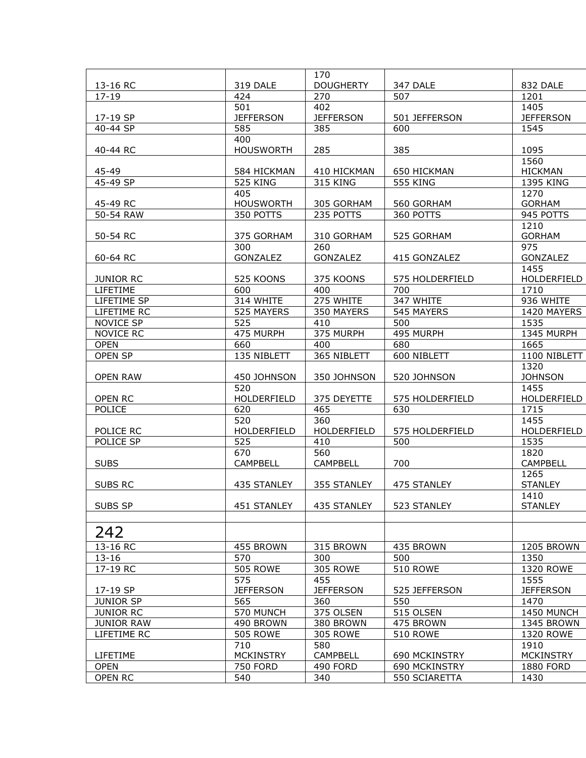| | | | | |
|---|---|---|---|---|
| 13-16 RC | 319 DALE | 170 DOUGHERTY | 347 DALE | 832 DALE |
| 17-19 | 424 | 270 | 507 | 1201 |
| 17-19 SP | 501 JEFFERSON | 402 JEFFERSON | 501 JEFFERSON | 1405 JEFFERSON |
| 40-44 SP | 585 | 385 | 600 | 1545 |
| 40-44 RC | 400 HOUSWORTH | 285 | 385 | 1095 |
| 45-49 | 584 HICKMAN | 410 HICKMAN | 650 HICKMAN | 1560 HICKMAN |
| 45-49 SP | 525 KING | 315 KING | 555 KING | 1395 KING |
| 45-49 RC | 405 HOUSWORTH | 305 GORHAM | 560 GORHAM | 1270 GORHAM |
| 50-54 RAW | 350 POTTS | 235 POTTS | 360 POTTS | 945 POTTS |
| 50-54 RC | 375 GORHAM | 310 GORHAM | 525 GORHAM | 1210 GORHAM |
| 60-64 RC | 300 GONZALEZ | 260 GONZALEZ | 415 GONZALEZ | 975 GONZALEZ |
| JUNIOR RC | 525 KOONS | 375 KOONS | 575 HOLDERFIELD | 1455 HOLDERFIELD |
| LIFETIME | 600 | 400 | 700 | 1710 |
| LIFETIME SP | 314 WHITE | 275 WHITE | 347 WHITE | 936 WHITE |
| LIFETIME RC | 525 MAYERS | 350 MAYERS | 545 MAYERS | 1420 MAYERS |
| NOVICE SP | 525 | 410 | 500 | 1535 |
| NOVICE RC | 475 MURPH | 375 MURPH | 495 MURPH | 1345 MURPH |
| OPEN | 660 | 400 | 680 | 1665 |
| OPEN SP | 135 NIBLETT | 365 NIBLETT | 600 NIBLETT | 1100 NIBLETT |
| OPEN RAW | 450 JOHNSON | 350 JOHNSON | 520 JOHNSON | 1320 JOHNSON |
| OPEN RC | 520 HOLDERFIELD | 375 DEYETTE | 575 HOLDERFIELD | 1455 HOLDERFIELD |
| POLICE | 620 | 465 | 630 | 1715 |
| POLICE RC | 520 HOLDERFIELD | 360 HOLDERFIELD | 575 HOLDERFIELD | 1455 HOLDERFIELD |
| POLICE SP | 525 | 410 | 500 | 1535 |
| SUBS | 670 CAMPBELL | 560 CAMPBELL | 700 | 1820 CAMPBELL |
| SUBS RC | 435 STANLEY | 355 STANLEY | 475 STANLEY | 1265 STANLEY |
| SUBS SP | 451 STANLEY | 435 STANLEY | 523 STANLEY | 1410 STANLEY |
| | | | | |
| 242 | | | | |
| 13-16 RC | 455 BROWN | 315 BROWN | 435 BROWN | 1205 BROWN |
| 13-16 | 570 | 300 | 500 | 1350 |
| 17-19 RC | 505 ROWE | 305 ROWE | 510 ROWE | 1320 ROWE |
| 17-19 SP | 575 JEFFERSON | 455 JEFFERSON | 525 JEFFERSON | 1555 JEFFERSON |
| JUNIOR SP | 565 | 360 | 550 | 1470 |
| JUNIOR RC | 570 MUNCH | 375 OLSEN | 515 OLSEN | 1450 MUNCH |
| JUNIOR RAW | 490 BROWN | 380 BROWN | 475 BROWN | 1345 BROWN |
| LIFETIME RC | 505 ROWE | 305 ROWE | 510 ROWE | 1320 ROWE |
| LIFETIME | 710 MCKINSTRY | 580 CAMPBELL | 690 MCKINSTRY | 1910 MCKINSTRY |
| OPEN | 750 FORD | 490 FORD | 690 MCKINSTRY | 1880 FORD |
| OPEN RC | 540 | 340 | 550 SCIARETTA | 1430 |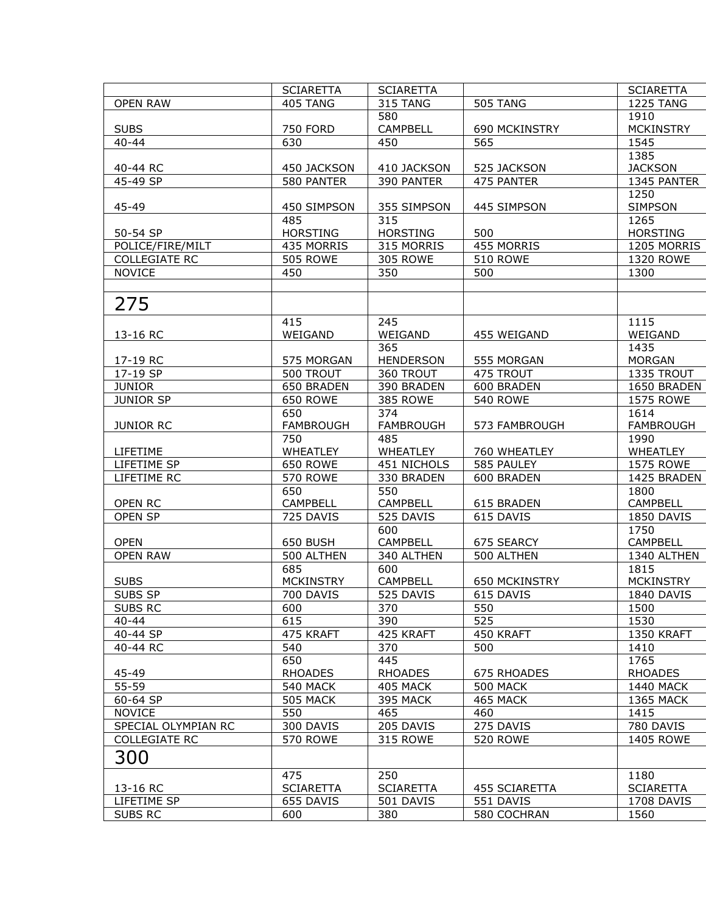| | | | | |
|---|---|---|---|---|
| | SCIARETTA | SCIARETTA | | SCIARETTA |
| OPEN RAW | 405 TANG | 315 TANG | 505 TANG | 1225 TANG |
| SUBS | 750 FORD | 580 CAMPBELL | 690 MCKINSTRY | 1910 MCKINSTRY |
| 40-44 | 630 | 450 | 565 | 1545 |
| 40-44 RC | 450 JACKSON | 410 JACKSON | 525 JACKSON | 1385 JACKSON |
| 45-49 SP | 580 PANTER | 390 PANTER | 475 PANTER | 1345 PANTER |
| 45-49 | 450 SIMPSON | 355 SIMPSON | 445 SIMPSON | 1250 SIMPSON |
| 50-54 SP | 485 HORSTING | 315 HORSTING | 500 | 1265 HORSTING |
| POLICE/FIRE/MILT | 435 MORRIS | 315 MORRIS | 455 MORRIS | 1205 MORRIS |
| COLLEGIATE RC | 505 ROWE | 305 ROWE | 510 ROWE | 1320 ROWE |
| NOVICE | 450 | 350 | 500 | 1300 |
| | | | | |
| 275 | | | | |
| 13-16 RC | 415 WEIGAND | 245 WEIGAND | 455 WEIGAND | 1115 WEIGAND |
| 17-19 RC | 575 MORGAN | 365 HENDERSON | 555 MORGAN | 1435 MORGAN |
| 17-19 SP | 500 TROUT | 360 TROUT | 475 TROUT | 1335 TROUT |
| JUNIOR | 650 BRADEN | 390 BRADEN | 600 BRADEN | 1650 BRADEN |
| JUNIOR SP | 650 ROWE | 385 ROWE | 540 ROWE | 1575 ROWE |
| JUNIOR RC | 650 FAMBROUGH | 374 FAMBROUGH | 573 FAMBROUGH | 1614 FAMBROUGH |
| LIFETIME | 750 WHEATLEY | 485 WHEATLEY | 760 WHEATLEY | 1990 WHEATLEY |
| LIFETIME SP | 650 ROWE | 451 NICHOLS | 585 PAULEY | 1575 ROWE |
| LIFETIME RC | 570 ROWE | 330 BRADEN | 600 BRADEN | 1425 BRADEN |
| OPEN RC | 650 CAMPBELL | 550 CAMPBELL | 615 BRADEN | 1800 CAMPBELL |
| OPEN SP | 725 DAVIS | 525 DAVIS | 615 DAVIS | 1850 DAVIS |
| OPEN | 650 BUSH | 600 CAMPBELL | 675 SEARCY | 1750 CAMPBELL |
| OPEN RAW | 500 ALTHEN | 340 ALTHEN | 500 ALTHEN | 1340 ALTHEN |
| SUBS | 685 MCKINSTRY | 600 CAMPBELL | 650 MCKINSTRY | 1815 MCKINSTRY |
| SUBS SP | 700 DAVIS | 525 DAVIS | 615 DAVIS | 1840 DAVIS |
| SUBS RC | 600 | 370 | 550 | 1500 |
| 40-44 | 615 | 390 | 525 | 1530 |
| 40-44 SP | 475 KRAFT | 425 KRAFT | 450 KRAFT | 1350 KRAFT |
| 40-44 RC | 540 | 370 | 500 | 1410 |
| 45-49 | 650 RHOADES | 445 RHOADES | 675 RHOADES | 1765 RHOADES |
| 55-59 | 540 MACK | 405 MACK | 500 MACK | 1440 MACK |
| 60-64 SP | 505 MACK | 395 MACK | 465 MACK | 1365 MACK |
| NOVICE | 550 | 465 | 460 | 1415 |
| SPECIAL OLYMPIAN RC | 300 DAVIS | 205 DAVIS | 275 DAVIS | 780 DAVIS |
| COLLEGIATE RC | 570 ROWE | 315 ROWE | 520 ROWE | 1405 ROWE |
| 300 | | | | |
| 13-16 RC | 475 SCIARETTA | 250 SCIARETTA | 455 SCIARETTA | 1180 SCIARETTA |
| LIFETIME SP | 655 DAVIS | 501 DAVIS | 551 DAVIS | 1708 DAVIS |
| SUBS RC | 600 | 380 | 580 COCHRAN | 1560 |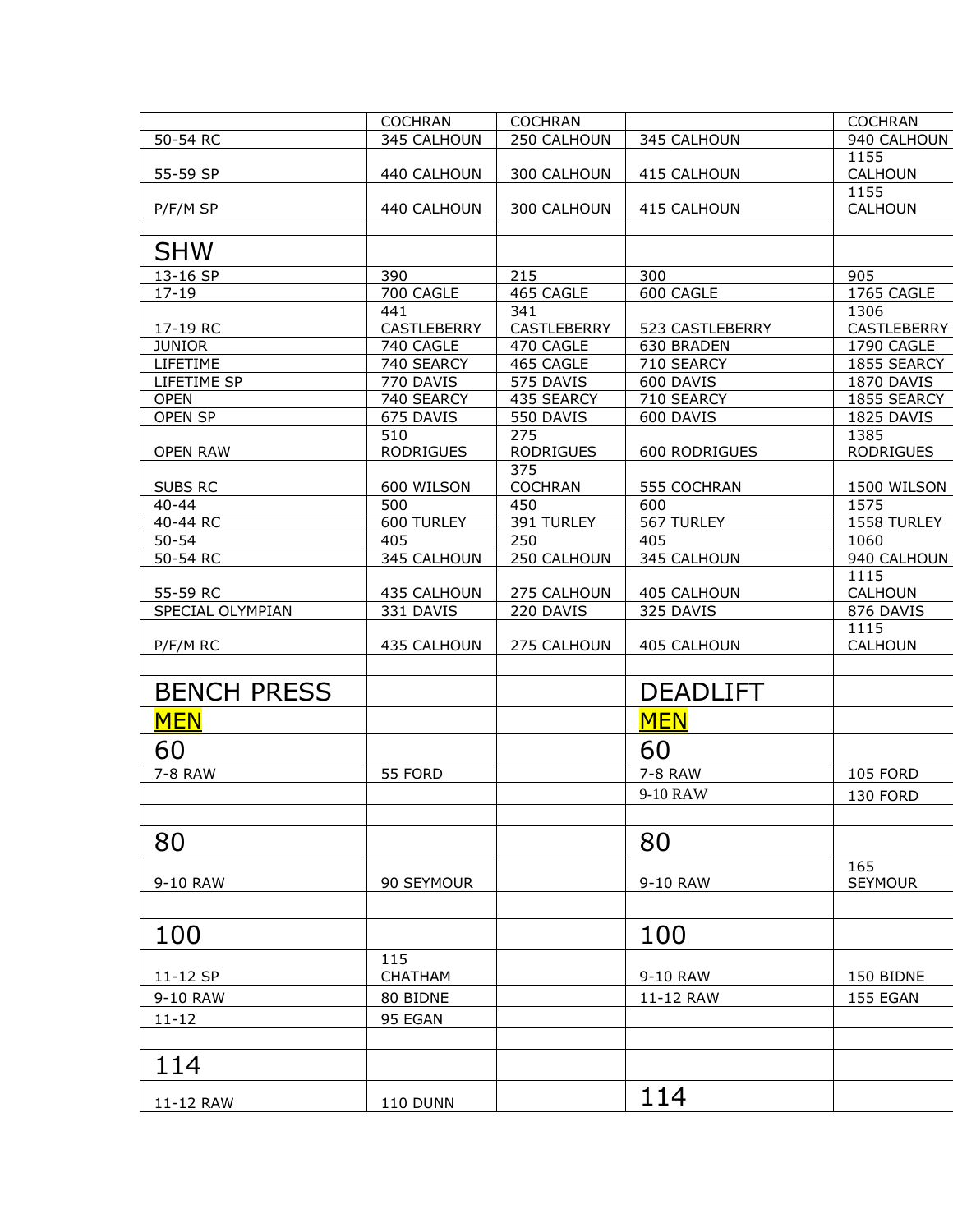|  |  |  |  |  |
|---|---|---|---|---|
|  | COCHRAN | COCHRAN |  | COCHRAN |
| 50-54 RC | 345 CALHOUN | 250 CALHOUN | 345 CALHOUN | 940 CALHOUN |
| 55-59 SP | 440 CALHOUN | 300 CALHOUN | 415 CALHOUN | 1155 CALHOUN |
| P/F/M SP | 440 CALHOUN | 300 CALHOUN | 415 CALHOUN | 1155 CALHOUN |
|  |  |  |  |  |
| SHW |  |  |  |  |
| 13-16 SP | 390 | 215 | 300 | 905 |
| 17-19 | 700 CAGLE | 465 CAGLE | 600 CAGLE | 1765 CAGLE |
| 17-19 RC | 441 CASTLEBERRY | 341 CASTLEBERRY | 523 CASTLEBERRY | 1306 CASTLEBERRY |
| JUNIOR | 740 CAGLE | 470 CAGLE | 630 BRADEN | 1790 CAGLE |
| LIFETIME | 740 SEARCY | 465 CAGLE | 710 SEARCY | 1855 SEARCY |
| LIFETIME SP | 770 DAVIS | 575 DAVIS | 600 DAVIS | 1870 DAVIS |
| OPEN | 740 SEARCY | 435 SEARCY | 710 SEARCY | 1855 SEARCY |
| OPEN SP | 675 DAVIS | 550 DAVIS | 600 DAVIS | 1825 DAVIS |
| OPEN RAW | 510 RODRIGUES | 275 RODRIGUES | 600 RODRIGUES | 1385 RODRIGUES |
| SUBS RC | 600 WILSON | 375 COCHRAN | 555 COCHRAN | 1500 WILSON |
| 40-44 | 500 | 450 | 600 | 1575 |
| 40-44 RC | 600 TURLEY | 391 TURLEY | 567 TURLEY | 1558 TURLEY |
| 50-54 | 405 | 250 | 405 | 1060 |
| 50-54 RC | 345 CALHOUN | 250 CALHOUN | 345 CALHOUN | 940 CALHOUN |
| 55-59 RC | 435 CALHOUN | 275 CALHOUN | 405 CALHOUN | 1115 CALHOUN |
| SPECIAL OLYMPIAN | 331 DAVIS | 220 DAVIS | 325 DAVIS | 876 DAVIS |
| P/F/M RC | 435 CALHOUN | 275 CALHOUN | 405 CALHOUN | 1115 CALHOUN |
|  |  |  |  |  |
| BENCH PRESS |  |  | DEADLIFT |  |
| MEN |  |  | MEN |  |
| 60 |  |  | 60 |  |
| 7-8 RAW | 55 FORD |  | 7-8 RAW | 105 FORD |
|  |  |  | 9-10 RAW | 130 FORD |
|  |  |  |  |  |
| 80 |  |  | 80 |  |
| 9-10 RAW | 90 SEYMOUR |  | 9-10 RAW | 165 SEYMOUR |
|  |  |  |  |  |
| 100 |  |  | 100 |  |
| 11-12 SP | 115 CHATHAM |  | 9-10 RAW | 150 BIDNE |
| 9-10 RAW | 80 BIDNE |  | 11-12 RAW | 155 EGAN |
| 11-12 | 95 EGAN |  |  |  |
|  |  |  |  |  |
| 114 |  |  |  |  |
| 11-12 RAW | 110 DUNN |  | 114 |  |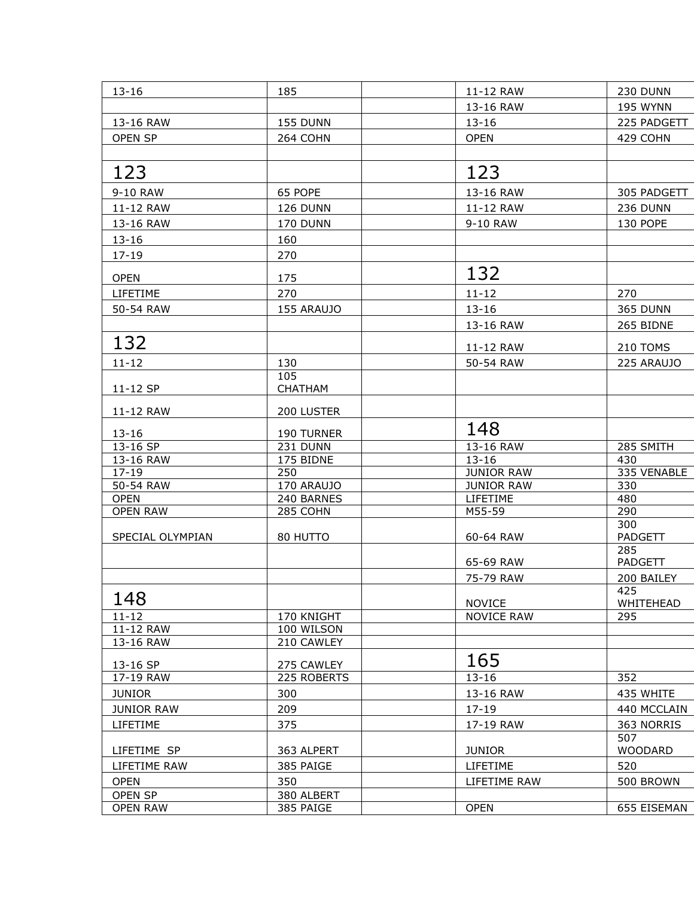| | | | | |
|---|---|---|---|---|
| 13-16 | 185 | | 11-12 RAW | 230 DUNN |
| | | | 13-16 RAW | 195 WYNN |
| 13-16 RAW | 155 DUNN | | 13-16 | 225 PADGETT |
| OPEN SP | 264 COHN | | OPEN | 429 COHN |
| | | | | |
| 123 | | | 123 | |
| 9-10 RAW | 65 POPE | | 13-16 RAW | 305 PADGETT |
| 11-12 RAW | 126 DUNN | | 11-12 RAW | 236 DUNN |
| 13-16 RAW | 170 DUNN | | 9-10 RAW | 130 POPE |
| 13-16 | 160 | | | |
| 17-19 | 270 | | | |
| OPEN | 175 | | 132 | |
| LIFETIME | 270 | | 11-12 | 270 |
| 50-54 RAW | 155 ARAUJO | | 13-16 | 365 DUNN |
| | | | 13-16 RAW | 265 BIDNE |
| 132 | | | 11-12 RAW | 210 TOMS |
| 11-12 | 130 | | 50-54 RAW | 225 ARAUJO |
| 11-12 SP | 105 CHATHAM | | | |
| 11-12 RAW | 200 LUSTER | | | |
| 13-16 | 190 TURNER | | 148 | |
| 13-16 SP | 231 DUNN | | 13-16 RAW | 285 SMITH |
| 13-16 RAW | 175 BIDNE | | 13-16 | 430 |
| 17-19 | 250 | | JUNIOR RAW | 335 VENABLE |
| 50-54 RAW | 170 ARAUJO | | JUNIOR RAW | 330 |
| OPEN | 240 BARNES | | LIFETIME | 480 |
| OPEN RAW | 285 COHN | | M55-59 | 290 |
| SPECIAL OLYMPIAN | 80 HUTTO | | 60-64 RAW | 300 PADGETT |
| | | | 65-69 RAW | 285 PADGETT |
| | | | 75-79 RAW | 200 BAILEY |
| 148 | | | NOVICE | 425 WHITEHEAD |
| 11-12 | 170 KNIGHT | | NOVICE RAW | 295 |
| 11-12 RAW | 100 WILSON | | | |
| 13-16 RAW | 210 CAWLEY | | | |
| 13-16 SP | 275 CAWLEY | | 165 | |
| 17-19 RAW | 225 ROBERTS | | 13-16 | 352 |
| JUNIOR | 300 | | 13-16 RAW | 435 WHITE |
| JUNIOR RAW | 209 | | 17-19 | 440 MCCLAIN |
| LIFETIME | 375 | | 17-19 RAW | 363 NORRIS |
| LIFETIME SP | 363 ALPERT | | JUNIOR | 507 WOODARD |
| LIFETIME RAW | 385 PAIGE | | LIFETIME | 520 |
| OPEN | 350 | | LIFETIME RAW | 500 BROWN |
| OPEN SP | 380 ALBERT | | | |
| OPEN RAW | 385 PAIGE | | OPEN | 655 EISEMAN |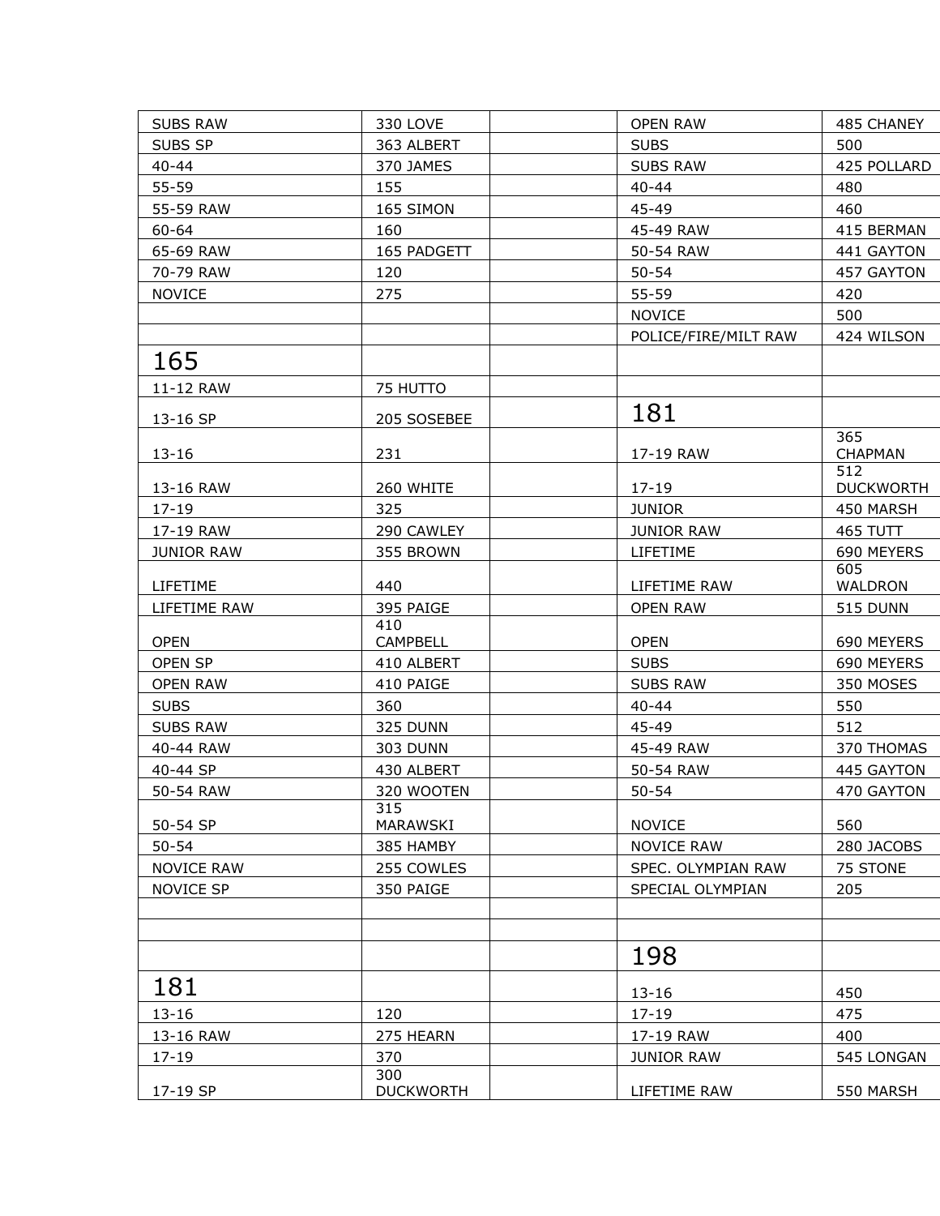| | | | | |
|---|---|---|---|---|
| SUBS RAW | 330 LOVE | | OPEN RAW | 485 CHANEY |
| SUBS SP | 363 ALBERT | | SUBS | 500 |
| 40-44 | 370 JAMES | | SUBS RAW | 425 POLLARD |
| 55-59 | 155 | | 40-44 | 480 |
| 55-59 RAW | 165 SIMON | | 45-49 | 460 |
| 60-64 | 160 | | 45-49 RAW | 415 BERMAN |
| 65-69 RAW | 165 PADGETT | | 50-54 RAW | 441 GAYTON |
| 70-79 RAW | 120 | | 50-54 | 457 GAYTON |
| NOVICE | 275 | | 55-59 | 420 |
| | | | NOVICE | 500 |
| | | | POLICE/FIRE/MILT RAW | 424 WILSON |
| 165 | | | | |
| 11-12 RAW | 75 HUTTO | | | |
| 13-16 SP | 205 SOSEBEE | | 181 | |
| 13-16 | 231 | | 17-19 RAW | 365 CHAPMAN |
| 13-16 RAW | 260 WHITE | | 17-19 | 512 DUCKWORTH |
| 17-19 | 325 | | JUNIOR | 450 MARSH |
| 17-19 RAW | 290 CAWLEY | | JUNIOR RAW | 465 TUTT |
| JUNIOR RAW | 355 BROWN | | LIFETIME | 690 MEYERS |
| LIFETIME | 440 | | LIFETIME RAW | 605 WALDRON |
| LIFETIME RAW | 395 PAIGE | | OPEN RAW | 515 DUNN |
| OPEN | 410 CAMPBELL | | OPEN | 690 MEYERS |
| OPEN SP | 410 ALBERT | | SUBS | 690 MEYERS |
| OPEN RAW | 410 PAIGE | | SUBS RAW | 350 MOSES |
| SUBS | 360 | | 40-44 | 550 |
| SUBS RAW | 325 DUNN | | 45-49 | 512 |
| 40-44 RAW | 303 DUNN | | 45-49 RAW | 370 THOMAS |
| 40-44 SP | 430 ALBERT | | 50-54 RAW | 445 GAYTON |
| 50-54 RAW | 320 WOOTEN | | 50-54 | 470 GAYTON |
| 50-54 SP | 315 MARAWSKI | | NOVICE | 560 |
| 50-54 | 385 HAMBY | | NOVICE RAW | 280 JACOBS |
| NOVICE RAW | 255 COWLES | | SPEC. OLYMPIAN RAW | 75 STONE |
| NOVICE SP | 350 PAIGE | | SPECIAL OLYMPIAN | 205 |
| | | | | |
| | | | | |
| | | | 198 | |
| 181 | | | 13-16 | 450 |
| 13-16 | 120 | | 17-19 | 475 |
| 13-16 RAW | 275 HEARN | | 17-19 RAW | 400 |
| 17-19 | 370 | | JUNIOR RAW | 545 LONGAN |
| 17-19 SP | 300 DUCKWORTH | | LIFETIME RAW | 550 MARSH |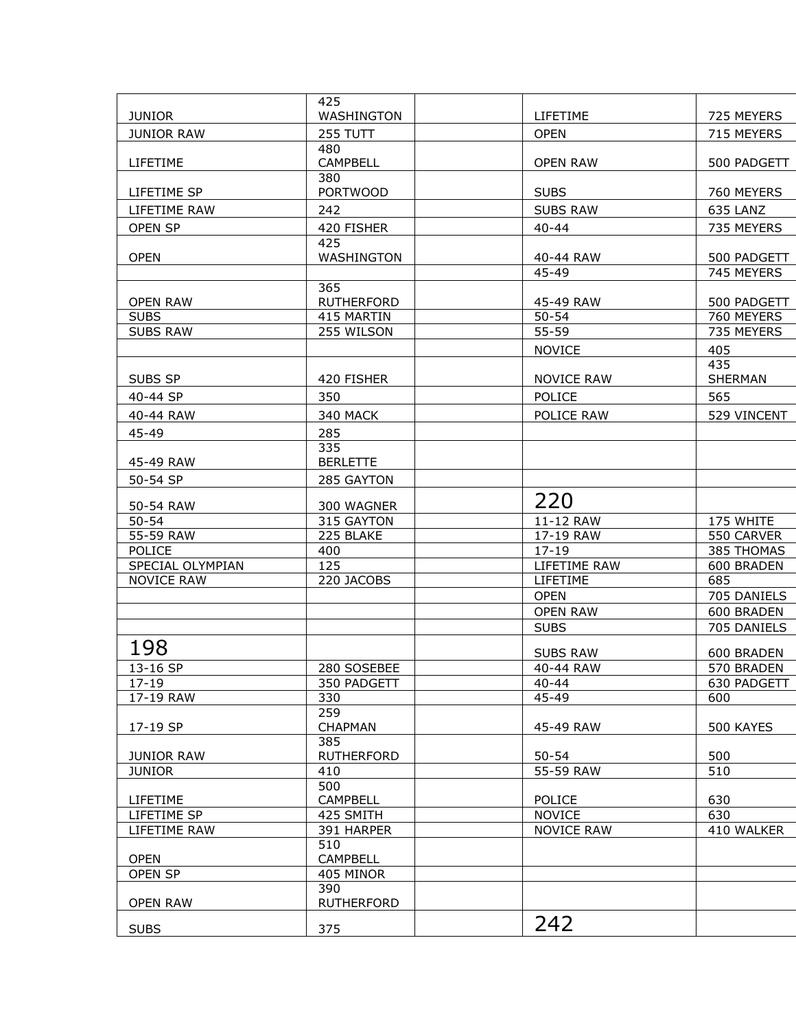| | | | | |
|---|---|---|---|---|
| JUNIOR | 425 WASHINGTON | | LIFETIME | 725 MEYERS |
| JUNIOR RAW | 255 TUTT | | OPEN | 715 MEYERS |
| LIFETIME | 480 CAMPBELL | | OPEN RAW | 500 PADGETT |
| LIFETIME SP | 380 PORTWOOD | | SUBS | 760 MEYERS |
| LIFETIME RAW | 242 | | SUBS RAW | 635 LANZ |
| OPEN SP | 420 FISHER | | 40-44 | 735 MEYERS |
| OPEN | 425 WASHINGTON | | 40-44 RAW | 500 PADGETT |
| | | | 45-49 | 745 MEYERS |
| OPEN RAW | 365 RUTHERFORD | | 45-49 RAW | 500 PADGETT |
| SUBS | 415 MARTIN | | 50-54 | 760 MEYERS |
| SUBS RAW | 255 WILSON | | 55-59 | 735 MEYERS |
| | | | NOVICE | 405 |
| SUBS SP | 420 FISHER | | NOVICE RAW | 435 SHERMAN |
| 40-44 SP | 350 | | POLICE | 565 |
| 40-44 RAW | 340 MACK | | POLICE RAW | 529 VINCENT |
| 45-49 | 285 | | | |
| 45-49 RAW | 335 BERLETTE | | | |
| 50-54 SP | 285 GAYTON | | | |
| 50-54 RAW | 300 WAGNER | | 220 | |
| 50-54 | 315 GAYTON | | 11-12 RAW | 175 WHITE |
| 55-59 RAW | 225 BLAKE | | 17-19 RAW | 550 CARVER |
| POLICE | 400 | | 17-19 | 385 THOMAS |
| SPECIAL OLYMPIAN | 125 | | LIFETIME RAW | 600 BRADEN |
| NOVICE RAW | 220 JACOBS | | LIFETIME | 685 |
| | | | OPEN | 705 DANIELS |
| | | | OPEN RAW | 600 BRADEN |
| | | | SUBS | 705 DANIELS |
| 198 | | | SUBS RAW | 600 BRADEN |
| 13-16 SP | 280 SOSEBEE | | 40-44 RAW | 570 BRADEN |
| 17-19 | 350 PADGETT | | 40-44 | 630 PADGETT |
| 17-19 RAW | 330 | | 45-49 | 600 |
| 17-19 SP | 259 CHAPMAN | | 45-49 RAW | 500 KAYES |
| JUNIOR RAW | 385 RUTHERFORD | | 50-54 | 500 |
| JUNIOR | 410 | | 55-59 RAW | 510 |
| LIFETIME | 500 CAMPBELL | | POLICE | 630 |
| LIFETIME SP | 425 SMITH | | NOVICE | 630 |
| LIFETIME RAW | 391 HARPER | | NOVICE RAW | 410 WALKER |
| OPEN | 510 CAMPBELL | | | |
| OPEN SP | 405 MINOR | | | |
| OPEN RAW | 390 RUTHERFORD | | | |
| SUBS | 375 | | 242 | |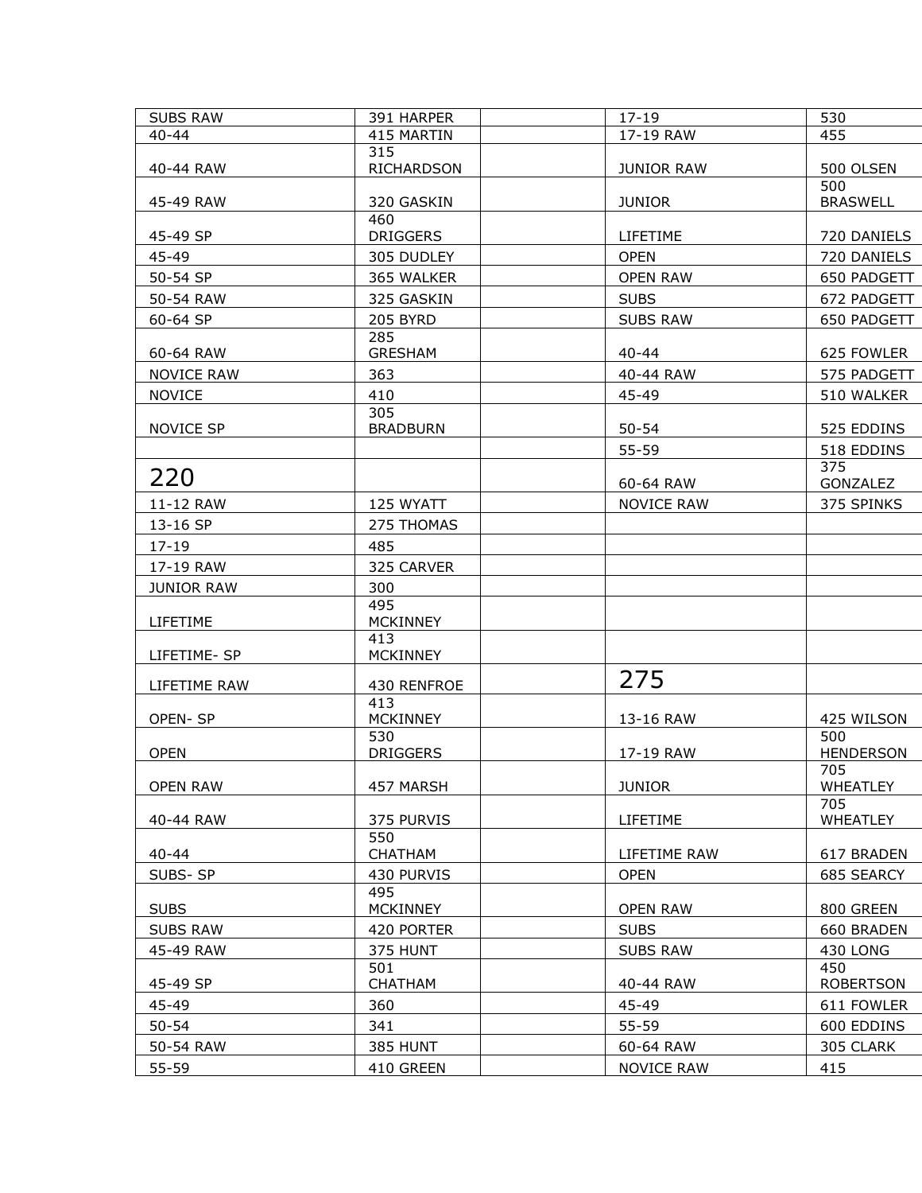| SUBS RAW | 391 HARPER | | 17-19 | 530 |
|---|---|---|---|---|
| 40-44 | 415 MARTIN | | 17-19 RAW | 455 |
| 40-44 RAW | 315 RICHARDSON | | JUNIOR RAW | 500 OLSEN |
| 45-49 RAW | 320 GASKIN | | JUNIOR | 500 BRASWELL |
| 45-49 SP | 460 DRIGGERS | | LIFETIME | 720 DANIELS |
| 45-49 | 305 DUDLEY | | OPEN | 720 DANIELS |
| 50-54 SP | 365 WALKER | | OPEN RAW | 650 PADGETT |
| 50-54 RAW | 325 GASKIN | | SUBS | 672 PADGETT |
| 60-64 SP | 205 BYRD | | SUBS RAW | 650 PADGETT |
| 60-64 RAW | 285 GRESHAM | | 40-44 | 625 FOWLER |
| NOVICE RAW | 363 | | 40-44 RAW | 575 PADGETT |
| NOVICE | 410 | | 45-49 | 510 WALKER |
| NOVICE SP | 305 BRADBURN | | 50-54 | 525 EDDINS |
| | | | 55-59 | 518 EDDINS |
| 220 | | | 60-64 RAW | 375 GONZALEZ |
| 11-12 RAW | 125 WYATT | | NOVICE RAW | 375 SPINKS |
| 13-16 SP | 275 THOMAS | | | |
| 17-19 | 485 | | | |
| 17-19 RAW | 325 CARVER | | | |
| JUNIOR RAW | 300 | | | |
| LIFETIME | 495 MCKINNEY | | | |
| LIFETIME- SP | 413 MCKINNEY | | | |
| LIFETIME RAW | 430 RENFROE | | 275 | |
| OPEN- SP | 413 MCKINNEY | | 13-16 RAW | 425 WILSON |
| OPEN | 530 DRIGGERS | | 17-19 RAW | 500 HENDERSON |
| OPEN RAW | 457 MARSH | | JUNIOR | 705 WHEATLEY |
| 40-44 RAW | 375 PURVIS | | LIFETIME | 705 WHEATLEY |
| 40-44 | 550 CHATHAM | | LIFETIME RAW | 617 BRADEN |
| SUBS- SP | 430 PURVIS | | OPEN | 685 SEARCY |
| SUBS | 495 MCKINNEY | | OPEN RAW | 800 GREEN |
| SUBS RAW | 420 PORTER | | SUBS | 660 BRADEN |
| 45-49 RAW | 375 HUNT | | SUBS RAW | 430 LONG |
| 45-49 SP | 501 CHATHAM | | 40-44 RAW | 450 ROBERTSON |
| 45-49 | 360 | | 45-49 | 611 FOWLER |
| 50-54 | 341 | | 55-59 | 600 EDDINS |
| 50-54 RAW | 385 HUNT | | 60-64 RAW | 305 CLARK |
| 55-59 | 410 GREEN | | NOVICE RAW | 415 |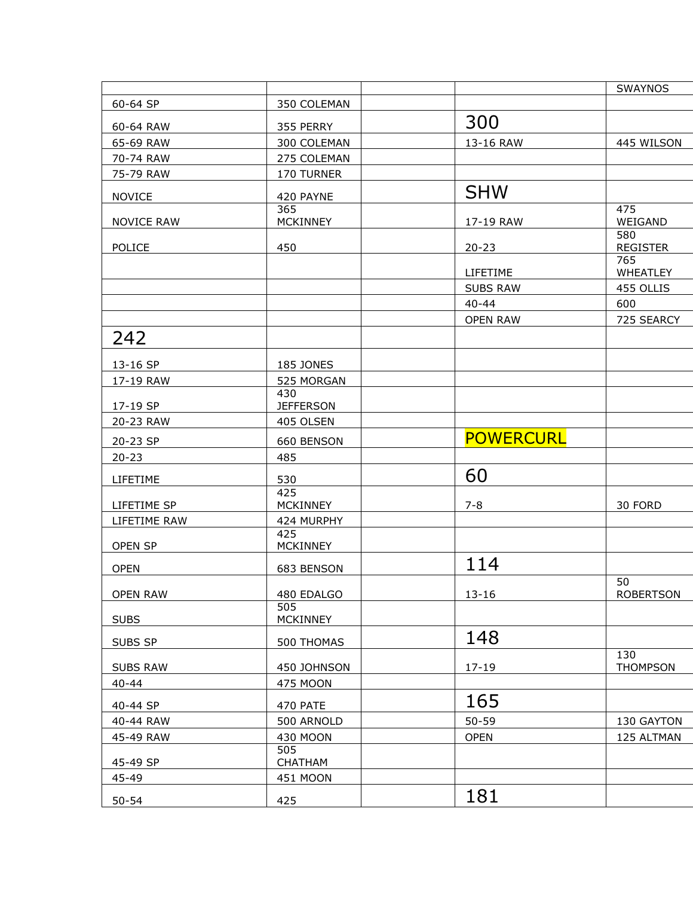| | | | | SWAYNOS |
|---|---|---|---|---|
| 60-64 SP | 350 COLEMAN | | | |
| 60-64 RAW | 355 PERRY | | 300 | |
| 65-69 RAW | 300 COLEMAN | | 13-16 RAW | 445 WILSON |
| 70-74 RAW | 275 COLEMAN | | | |
| 75-79 RAW | 170 TURNER | | | |
| NOVICE | 420 PAYNE | | SHW | |
| NOVICE RAW | 365 MCKINNEY | | 17-19 RAW | 475 WEIGAND |
| POLICE | 450 | | 20-23 | 580 REGISTER |
| | | | LIFETIME | 765 WHEATLEY |
| | | | SUBS RAW | 455 OLLIS |
| | | | 40-44 | 600 |
| | | | OPEN RAW | 725 SEARCY |
| 242 | | | | |
| 13-16 SP | 185 JONES | | | |
| 17-19 RAW | 525 MORGAN | | | |
| 17-19 SP | 430 JEFFERSON | | | |
| 20-23 RAW | 405 OLSEN | | | |
| 20-23 SP | 660 BENSON | | POWERCURL | |
| 20-23 | 485 | | | |
| LIFETIME | 530 | | 60 | |
| LIFETIME SP | 425 MCKINNEY | | 7-8 | 30 FORD |
| LIFETIME RAW | 424 MURPHY | | | |
| OPEN SP | 425 MCKINNEY | | | |
| OPEN | 683 BENSON | | 114 | |
| OPEN RAW | 480 EDALGO | | 13-16 | 50 ROBERTSON |
| SUBS | 505 MCKINNEY | | | |
| SUBS SP | 500 THOMAS | | 148 | |
| SUBS RAW | 450 JOHNSON | | 17-19 | 130 THOMPSON |
| 40-44 | 475 MOON | | | |
| 40-44 SP | 470 PATE | | 165 | |
| 40-44 RAW | 500 ARNOLD | | 50-59 | 130 GAYTON |
| 45-49 RAW | 430 MOON | | OPEN | 125 ALTMAN |
| 45-49 SP | 505 CHATHAM | | | |
| 45-49 | 451 MOON | | | |
| 50-54 | 425 | | 181 | |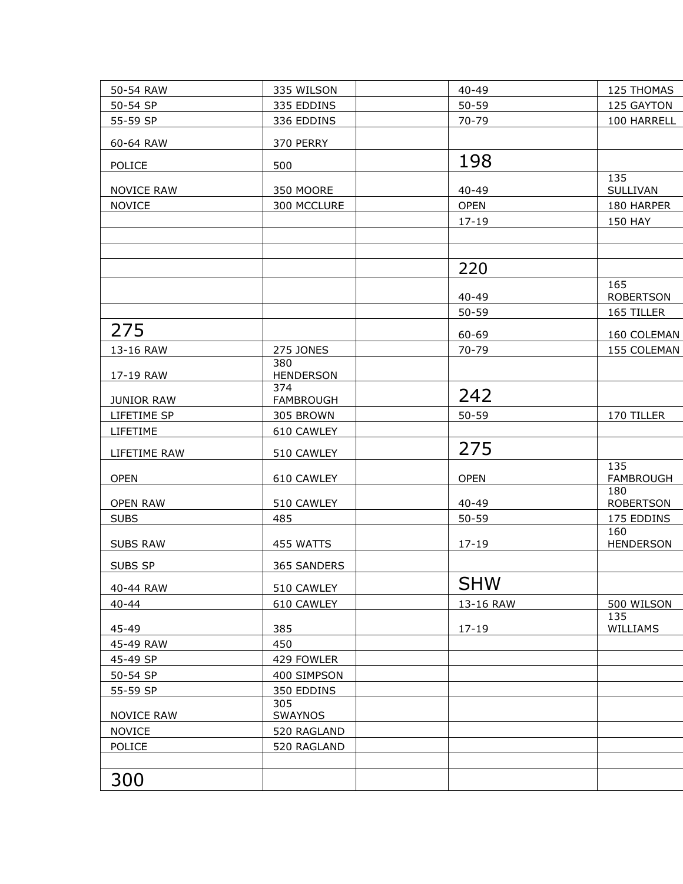| | | | | |
|---|---|---|---|---|
| 50-54 RAW | 335 WILSON | | 40-49 | 125 THOMAS |
| 50-54 SP | 335 EDDINS | | 50-59 | 125 GAYTON |
| 55-59 SP | 336 EDDINS | | 70-79 | 100 HARRELL |
| 60-64 RAW | 370 PERRY | | | |
| POLICE | 500 | | 198 | |
| NOVICE RAW | 350 MOORE | | 40-49 | 135 SULLIVAN |
| NOVICE | 300 MCCLURE | | OPEN | 180 HARPER |
| | | | 17-19 | 150 HAY |
| | | | | |
| | | | | |
| | | | 220 | |
| | | | 40-49 | 165 ROBERTSON |
| | | | 50-59 | 165 TILLER |
| 275 | | | 60-69 | 160 COLEMAN |
| 13-16 RAW | 275 JONES | | 70-79 | 155 COLEMAN |
| 17-19 RAW | 380 HENDERSON | | | |
| JUNIOR RAW | 374 FAMBROUGH | | 242 | |
| LIFETIME SP | 305 BROWN | | 50-59 | 170 TILLER |
| LIFETIME | 610 CAWLEY | | | |
| LIFETIME RAW | 510 CAWLEY | | 275 | |
| OPEN | 610 CAWLEY | | OPEN | 135 FAMBROUGH |
| OPEN RAW | 510 CAWLEY | | 40-49 | 180 ROBERTSON |
| SUBS | 485 | | 50-59 | 175 EDDINS |
| SUBS RAW | 455 WATTS | | 17-19 | 160 HENDERSON |
| SUBS SP | 365 SANDERS | | | |
| 40-44 RAW | 510 CAWLEY | | SHW | |
| 40-44 | 610 CAWLEY | | 13-16 RAW | 500 WILSON |
| 45-49 | 385 | | 17-19 | 135 WILLIAMS |
| 45-49 RAW | 450 | | | |
| 45-49 SP | 429 FOWLER | | | |
| 50-54 SP | 400 SIMPSON | | | |
| 55-59 SP | 350 EDDINS | | | |
| NOVICE RAW | 305 SWAYNOS | | | |
| NOVICE | 520 RAGLAND | | | |
| POLICE | 520 RAGLAND | | | |
| | | | | |
| 300 | | | | |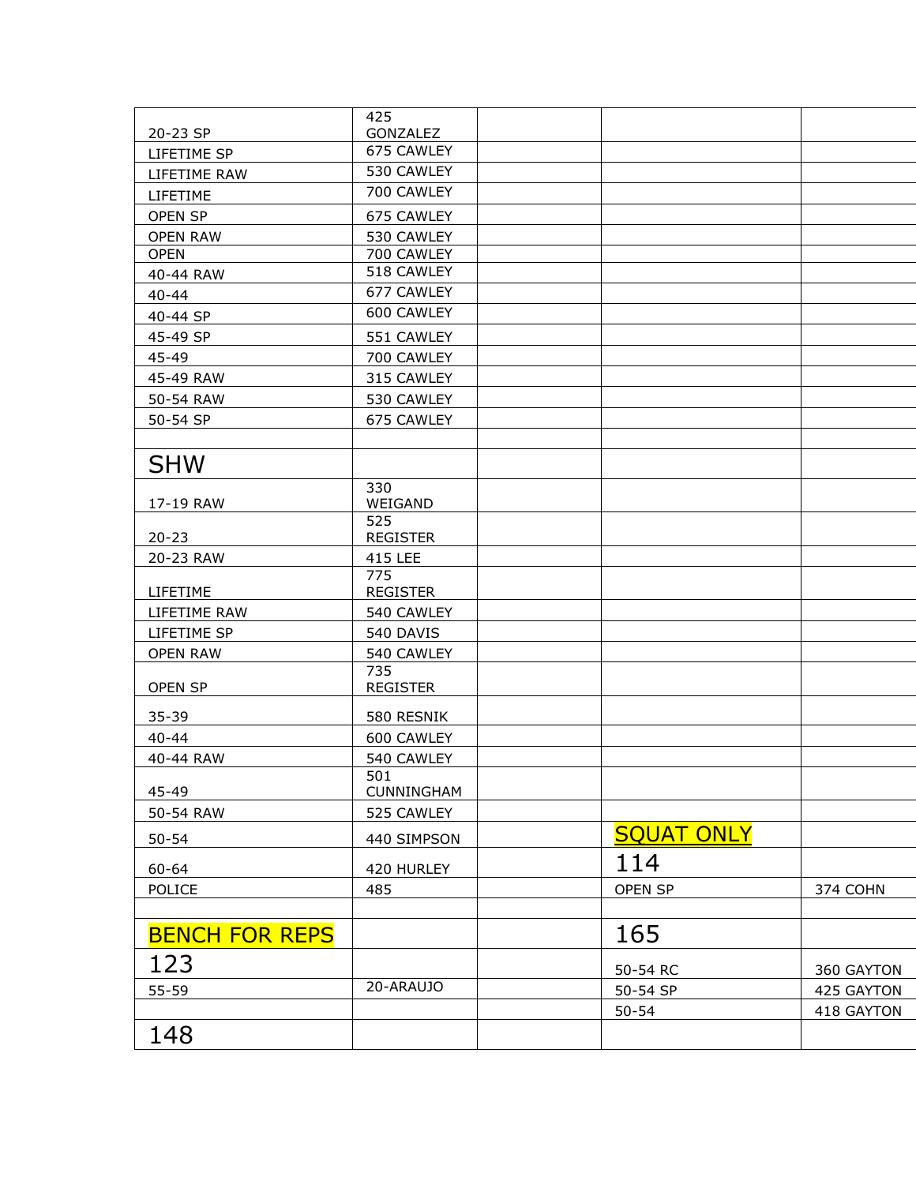| | | | | |
|---|---|---|---|---|
| 20-23 SP | 425 GONZALEZ | | | |
| LIFETIME SP | 675 CAWLEY | | | |
| LIFETIME RAW | 530 CAWLEY | | | |
| LIFETIME | 700 CAWLEY | | | |
| OPEN SP | 675 CAWLEY | | | |
| OPEN RAW | 530 CAWLEY | | | |
| OPEN | 700 CAWLEY | | | |
| 40-44 RAW | 518 CAWLEY | | | |
| 40-44 | 677 CAWLEY | | | |
| 40-44 SP | 600 CAWLEY | | | |
| 45-49 SP | 551 CAWLEY | | | |
| 45-49 | 700 CAWLEY | | | |
| 45-49 RAW | 315 CAWLEY | | | |
| 50-54 RAW | 530 CAWLEY | | | |
| 50-54 SP | 675 CAWLEY | | | |
| | | | | |
| **SHW** | | | | |
| 17-19 RAW | 330 WEIGAND | | | |
| 20-23 | 525 REGISTER | | | |
| 20-23 RAW | 415 LEE | | | |
| LIFETIME | 775 REGISTER | | | |
| LIFETIME RAW | 540 CAWLEY | | | |
| LIFETIME SP | 540 DAVIS | | | |
| OPEN RAW | 540 CAWLEY | | | |
| OPEN SP | 735 REGISTER | | | |
| 35-39 | 580 RESNIK | | | |
| 40-44 | 600 CAWLEY | | | |
| 40-44 RAW | 540 CAWLEY | | | |
| 45-49 | 501 CUNNINGHAM | | | |
| 50-54 RAW | 525 CAWLEY | | | |
| 50-54 | 440 SIMPSON | | **SQUAT ONLY** | |
| 60-64 | 420 HURLEY | | **114** | |
| POLICE | 485 | | OPEN SP | 374 COHN |
| | | | | |
| **BENCH FOR REPS** | | | **165** | |
| **123** | | | 50-54 RC | 360 GAYTON |
| 55-59 | 20-ARAUJO | | 50-54 SP | 425 GAYTON |
| | | | 50-54 | 418 GAYTON |
| **148** | | | | |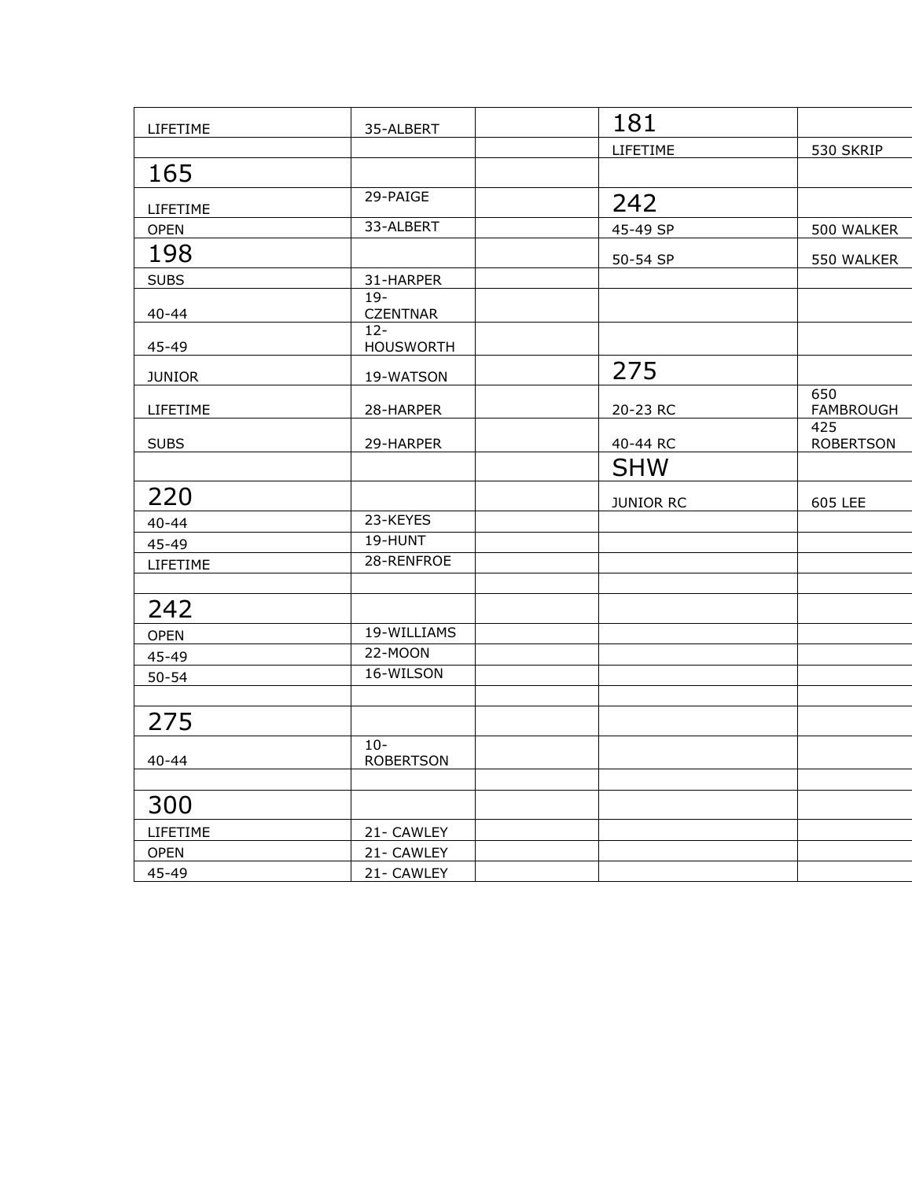| | | | | |
|---|---|---|---|---|
| LIFETIME | 35-ALBERT | | 181 | |
| | | | LIFETIME | 530 SKRIP |
| 165 | | | | |
| LIFETIME | 29-PAIGE | | 242 | |
| OPEN | 33-ALBERT | | 45-49 SP | 500 WALKER |
| 198 | | | 50-54 SP | 550 WALKER |
| SUBS | 31-HARPER | | | |
| 40-44 | 19-CZENTNAR | | | |
| 45-49 | 12-HOUSWORTH | | | |
| JUNIOR | 19-WATSON | | 275 | |
| LIFETIME | 28-HARPER | | 20-23 RC | 650 FAMBROUGH |
| SUBS | 29-HARPER | | 40-44 RC | 425 ROBERTSON |
| | | | SHW | |
| 220 | | | JUNIOR RC | 605 LEE |
| 40-44 | 23-KEYES | | | |
| 45-49 | 19-HUNT | | | |
| LIFETIME | 28-RENFROE | | | |
| | | | | |
| 242 | | | | |
| OPEN | 19-WILLIAMS | | | |
| 45-49 | 22-MOON | | | |
| 50-54 | 16-WILSON | | | |
| | | | | |
| 275 | | | | |
| 40-44 | 10-ROBERTSON | | | |
| | | | | |
| 300 | | | | |
| LIFETIME | 21- CAWLEY | | | |
| OPEN | 21- CAWLEY | | | |
| 45-49 | 21- CAWLEY | | | |